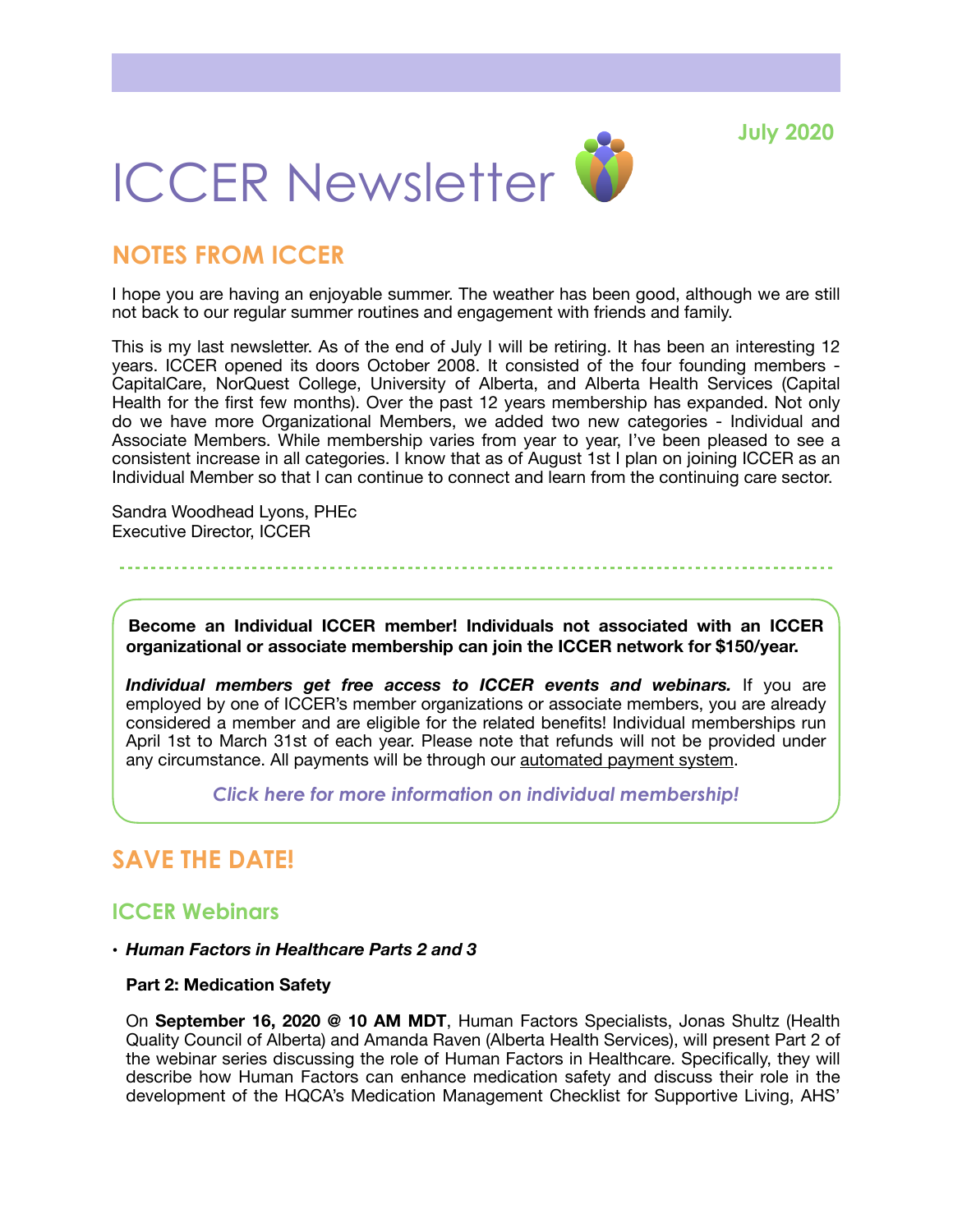July 2020

# ICCER Newsletter

## NOTES FROM ICCER

I hope you are having an enjoyable summer. The weather has been good, although we are still not back to our regular summer routines and engagement with friends and family.

This is my last newsletter. As of the end of July I will be retiring. It has been an interesting 12 years. ICCER opened its doors October 2008. It consisted of the four founding members - CapitalCare, NorQuest College, University of Alberta, and Alberta Health Services (Capital Health for the first few months). Over the past 12 years membership has expanded. Not only do we have more Organizational Members, we added two new categories - Individual and Associate Members. While membership varies from year to year, I've been pleased to see a consistent increase in all categories. I know that as of August 1st I plan on joining ICCER as an Individual Member so that I can continue to connect and learn from the continuing care sector.

Sandra Woodhead Lyons, PHEc
Executive Director, ICCER

---

**Become an Individual ICCER member! Individuals not associated with an ICCER organizational or associate membership can join the ICCER network for $150/year.**

***Individual members get free access to ICCER events and webinars.*** If you are employed by one of ICCER's member organizations or associate members, you are already considered a member and are eligible for the related benefits! Individual memberships run April 1st to March 31st of each year. Please note that refunds will not be provided under any circumstance. All payments will be through our automated payment system.

***Click here for more information on individual membership!***

## SAVE THE DATE!

### ICCER Webinars

- ***Human Factors in Healthcare Parts 2 and 3***

  **Part 2: Medication Safety**

  On **September 16, 2020 @ 10 AM MDT**, Human Factors Specialists, Jonas Shultz (Health Quality Council of Alberta) and Amanda Raven (Alberta Health Services), will present Part 2 of the webinar series discussing the role of Human Factors in Healthcare. Specifically, they will describe how Human Factors can enhance medication safety and discuss their role in the development of the HQCA's Medication Management Checklist for Supportive Living, AHS'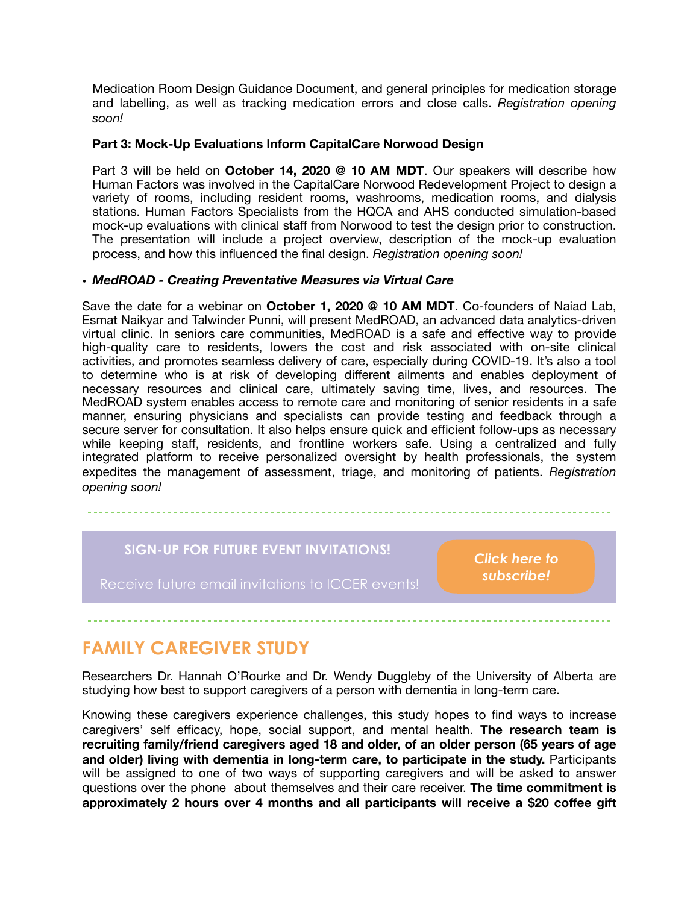Medication Room Design Guidance Document, and general principles for medication storage and labelling, as well as tracking medication errors and close calls. *Registration opening soon!*

**Part 3: Mock-Up Evaluations Inform CapitalCare Norwood Design**

Part 3 will be held on **October 14, 2020 @ 10 AM MDT**. Our speakers will describe how Human Factors was involved in the CapitalCare Norwood Redevelopment Project to design a variety of rooms, including resident rooms, washrooms, medication rooms, and dialysis stations. Human Factors Specialists from the HQCA and AHS conducted simulation-based mock-up evaluations with clinical staff from Norwood to test the design prior to construction. The presentation will include a project overview, description of the mock-up evaluation process, and how this influenced the final design. *Registration opening soon!*

- ***MedROAD - Creating Preventative Measures via Virtual Care***

Save the date for a webinar on **October 1, 2020 @ 10 AM MDT**. Co-founders of Naiad Lab, Esmat Naikyar and Talwinder Punni, will present MedROAD, an advanced data analytics-driven virtual clinic. In seniors care communities, MedROAD is a safe and effective way to provide high-quality care to residents, lowers the cost and risk associated with on-site clinical activities, and promotes seamless delivery of care, especially during COVID-19. It's also a tool to determine who is at risk of developing different ailments and enables deployment of necessary resources and clinical care, ultimately saving time, lives, and resources. The MedROAD system enables access to remote care and monitoring of senior residents in a safe manner, ensuring physicians and specialists can provide testing and feedback through a secure server for consultation. It also helps ensure quick and efficient follow-ups as necessary while keeping staff, residents, and frontline workers safe. Using a centralized and fully integrated platform to receive personalized oversight by health professionals, the system expedites the management of assessment, triage, and monitoring of patients. *Registration opening soon!*

---

**SIGN-UP FOR FUTURE EVENT INVITATIONS!**

Receive future email invitations to ICCER events!

***Click here to subscribe!***

---

## FAMILY CAREGIVER STUDY

Researchers Dr. Hannah O'Rourke and Dr. Wendy Duggleby of the University of Alberta are studying how best to support caregivers of a person with dementia in long-term care.

Knowing these caregivers experience challenges, this study hopes to find ways to increase caregivers' self efficacy, hope, social support, and mental health. **The research team is recruiting family/friend caregivers aged 18 and older, of an older person (65 years of age and older) living with dementia in long-term care, to participate in the study.** Participants will be assigned to one of two ways of supporting caregivers and will be asked to answer questions over the phone about themselves and their care receiver. **The time commitment is approximately 2 hours over 4 months and all participants will receive a $20 coffee gift**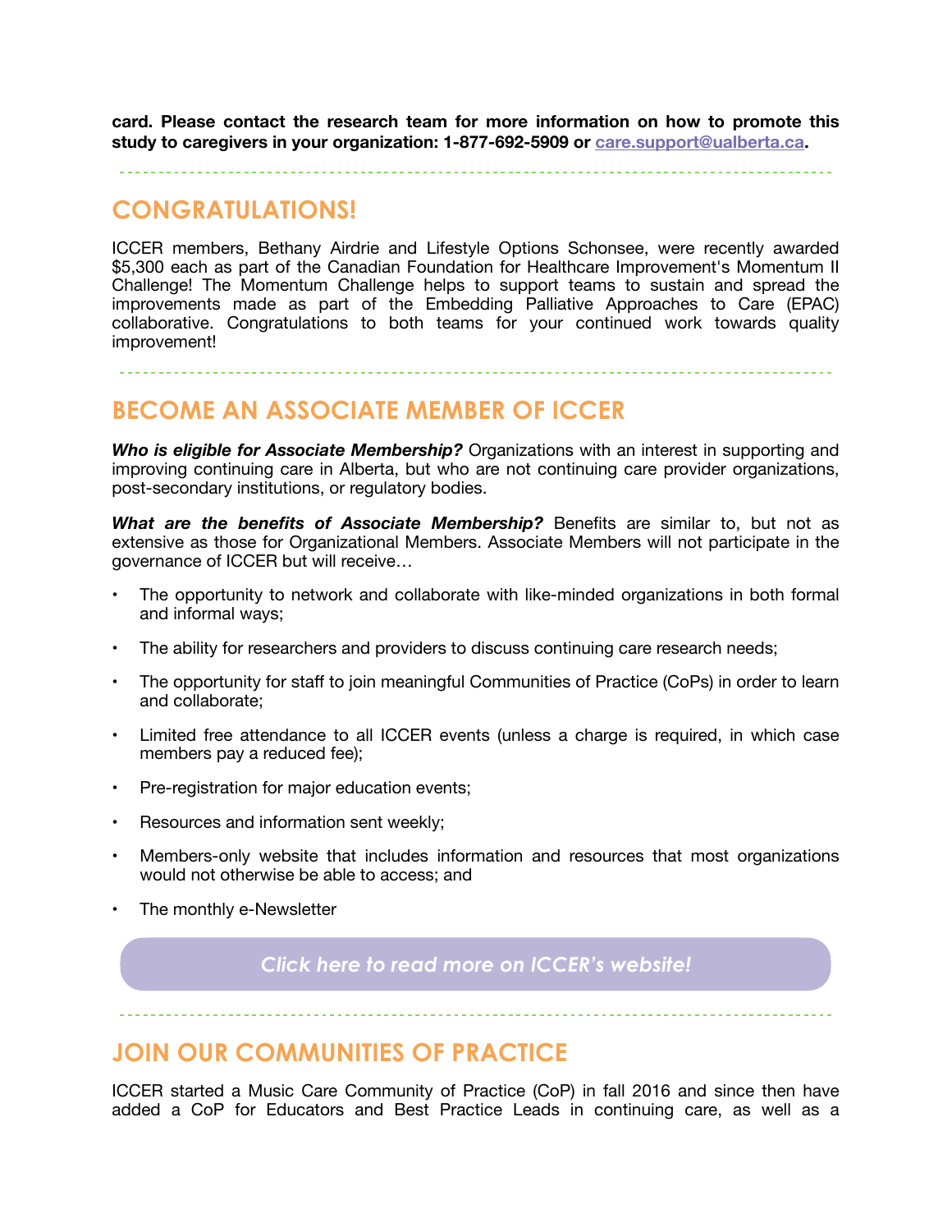**card. Please contact the research team for more information on how to promote this study to caregivers in your organization: 1-877-692-5909 or care.support@ualberta.ca.**

---

## CONGRATULATIONS!

ICCER members, Bethany Airdrie and Lifestyle Options Schonsee, were recently awarded $5,300 each as part of the Canadian Foundation for Healthcare Improvement's Momentum II Challenge! The Momentum Challenge helps to support teams to sustain and spread the improvements made as part of the Embedding Palliative Approaches to Care (EPAC) collaborative. Congratulations to both teams for your continued work towards quality improvement!

---

## BECOME AN ASSOCIATE MEMBER OF ICCER

***Who is eligible for Associate Membership?*** Organizations with an interest in supporting and improving continuing care in Alberta, but who are not continuing care provider organizations, post-secondary institutions, or regulatory bodies.

***What are the benefits of Associate Membership?*** Benefits are similar to, but not as extensive as those for Organizational Members. Associate Members will not participate in the governance of ICCER but will receive…

- The opportunity to network and collaborate with like-minded organizations in both formal and informal ways;
- The ability for researchers and providers to discuss continuing care research needs;
- The opportunity for staff to join meaningful Communities of Practice (CoPs) in order to learn and collaborate;
- Limited free attendance to all ICCER events (unless a charge is required, in which case members pay a reduced fee);
- Pre-registration for major education events;
- Resources and information sent weekly;
- Members-only website that includes information and resources that most organizations would not otherwise be able to access; and
- The monthly e-Newsletter

*Click here to read more on ICCER's website!*

---

## JOIN OUR COMMUNITIES OF PRACTICE

ICCER started a Music Care Community of Practice (CoP) in fall 2016 and since then have added a CoP for Educators and Best Practice Leads in continuing care, as well as a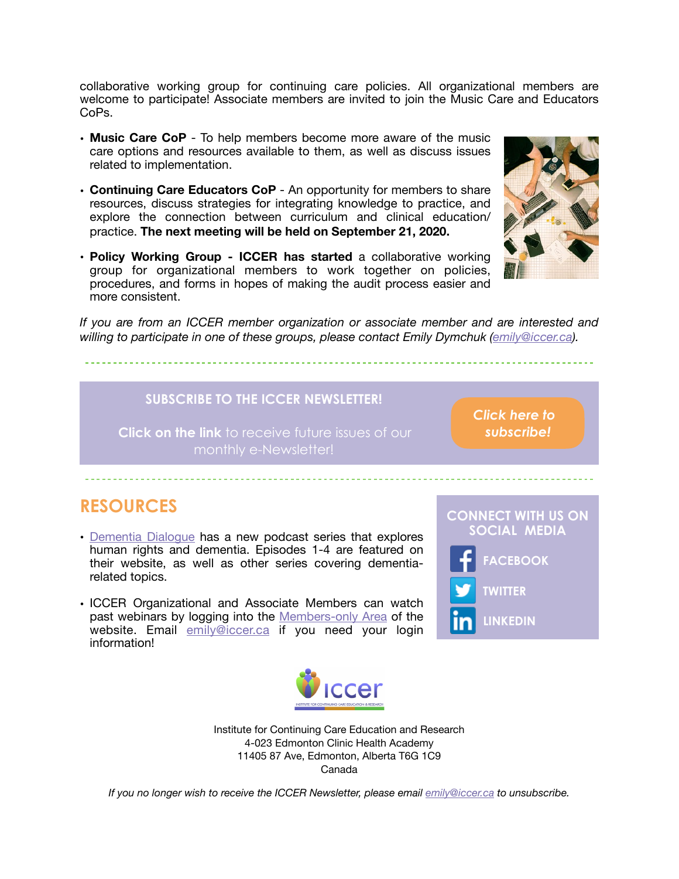collaborative working group for continuing care policies. All organizational members are welcome to participate! Associate members are invited to join the Music Care and Educators CoPs.

- **Music Care CoP** - To help members become more aware of the music care options and resources available to them, as well as discuss issues related to implementation.
- **Continuing Care Educators CoP** - An opportunity for members to share resources, discuss strategies for integrating knowledge to practice, and explore the connection between curriculum and clinical education/practice. **The next meeting will be held on September 21, 2020.**
- **Policy Working Group - ICCER has started** a collaborative working group for organizational members to work together on policies, procedures, and forms in hopes of making the audit process easier and more consistent.

*If you are from an ICCER member organization or associate member and are interested and willing to participate in one of these groups, please contact Emily Dymchuk (emily@iccer.ca).*

**SUBSCRIBE TO THE ICCER NEWSLETTER!**

**Click on the link** to receive future issues of our monthly e-Newsletter!

*Click here to subscribe!*

## RESOURCES

- Dementia Dialogue has a new podcast series that explores human rights and dementia. Episodes 1-4 are featured on their website, as well as other series covering dementia-related topics.
- ICCER Organizational and Associate Members can watch past webinars by logging into the Members-only Area of the website. Email emily@iccer.ca if you need your login information!

**CONNECT WITH US ON SOCIAL MEDIA**

FACEBOOK

TWITTER

LINKEDIN

Institute for Continuing Care Education and Research
4-023 Edmonton Clinic Health Academy
11405 87 Ave, Edmonton, Alberta T6G 1C9
Canada

*If you no longer wish to receive the ICCER Newsletter, please email emily@iccer.ca to unsubscribe.*